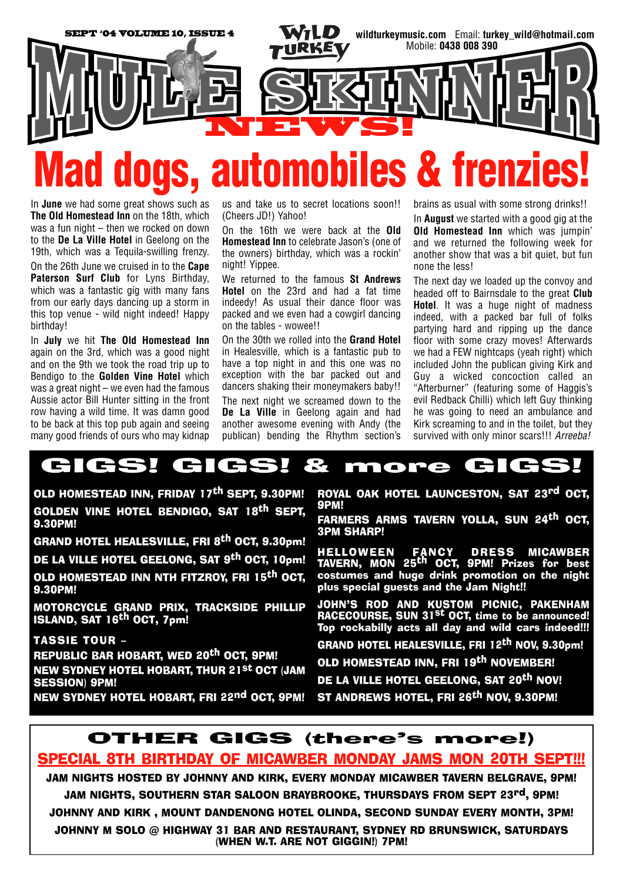SEPT '04 VOLUME 10, ISSUE 4

WILD TURKEY

wildturkeymusic.com Email: **turkey_wild@hotmail.com**
Mobile: **0438 008 390**

# MULE SKINNER NEWS!

# Mad dogs, automobiles & frenzies!

In **June** we had some great shows such as **The Old Homestead Inn** on the 18th, which was a fun night – then we rocked on down to the **De La Ville Hotel** in Geelong on the 19th, which was a Tequila-swilling frenzy.

On the 26th June we cruised in to the **Cape Paterson Surf Club** for Lyns Birthday, which was a fantastic gig with many fans from our early days dancing up a storm in this top venue - wild night indeed! Happy birthday!

In **July** we hit **The Old Homestead Inn** again on the 3rd, which was a good night and on the 9th we took the road trip up to Bendigo to the **Golden Vine Hotel** which was a great night – we even had the famous Aussie actor Bill Hunter sitting in the front row having a wild time. It was damn good to be back at this top pub again and seeing many good friends of ours who may kidnap us and take us to secret locations soon!! (Cheers JD!) Yahoo!

On the 16th we were back at the **Old Homestead Inn** to celebrate Jason's (one of the owners) birthday, which was a rockin' night! Yippee.

We returned to the famous **St Andrews Hotel** on the 23rd and had a fat time indeedy! As usual their dance floor was packed and we even had a cowgirl dancing on the tables - wowee!!

On the 30th we rolled into the **Grand Hotel** in Healesville, which is a fantastic pub to have a top night in and this one was no exception with the bar packed out and dancers shaking their moneymakers baby!!

The next night we screamed down to the **De La Ville** in Geelong again and had another awesome evening with Andy (the publican) bending the Rhythm section's brains as usual with some strong drinks!!

In **August** we started with a good gig at the **Old Homestead Inn** which was jumpin' and we returned the following week for another show that was a bit quiet, but fun none the less!

The next day we loaded up the convoy and headed off to Bairnsdale to the great **Club Hotel**. It was a huge night of madness indeed, with a packed bar full of folks partying hard and ripping up the dance floor with some crazy moves! Afterwards we had a FEW nightcaps (yeah right) which included John the publican giving Kirk and Guy a wicked concoction called an "Afterburner" (featuring some of Haggis's evil Redback Chilli) which left Guy thinking he was going to need an ambulance and Kirk screaming to and in the toilet, but they survived with only minor scars!!! *Arreeba!*

## GIGS! GIGS! & more GIGS!

**OLD HOMESTEAD INN, FRIDAY 17th SEPT, 9.30PM!**

**GOLDEN VINE HOTEL BENDIGO, SAT 18th SEPT, 9.30PM!**

**GRAND HOTEL HEALESVILLE, FRI 8th OCT, 9.30pm!**

**DE LA VILLE HOTEL GEELONG, SAT 9th OCT, 10pm!**

**OLD HOMESTEAD INN NTH FITZROY, FRI 15th OCT, 9.30PM!**

**MOTORCYCLE GRAND PRIX, TRACKSIDE PHILLIP ISLAND, SAT 16th OCT, 7pm!**

**TASSIE TOUR –**

**REPUBLIC BAR HOBART, WED 20th OCT, 9PM!**

**NEW SYDNEY HOTEL HOBART, THUR 21st OCT (JAM SESSION) 9PM!**

**NEW SYDNEY HOTEL HOBART, FRI 22nd OCT, 9PM!**

**ROYAL OAK HOTEL LAUNCESTON, SAT 23rd OCT, 9PM!**

**FARMERS ARMS TAVERN YOLLA, SUN 24th OCT, 3PM SHARP!**

**HELLOWEEN FANCY DRESS MICAWBER TAVERN, MON 25th OCT, 9PM! Prizes for best costumes and huge drink promotion on the night plus special guests and the Jam Night!!**

**JOHN'S ROD AND KUSTOM PICNIC, PAKENHAM RACECOURSE, SUN 31st OCT, time to be announced! Top rockabilly acts all day and wild cars indeed!!!**

**GRAND HOTEL HEALESVILLE, FRI 12th NOV, 9.30pm!**

**OLD HOMESTEAD INN, FRI 19th NOVEMBER!**

**DE LA VILLE HOTEL GEELONG, SAT 20th NOV!**

**ST ANDREWS HOTEL, FRI 26th NOV, 9.30PM!**

## OTHER GIGS (there's more!)

**SPECIAL 8TH BIRTHDAY OF MICAWBER MONDAY JAMS MON 20TH SEPT!!!**

**JAM NIGHTS HOSTED BY JOHNNY AND KIRK, EVERY MONDAY MICAWBER TAVERN BELGRAVE, 9PM!**

**JAM NIGHTS, SOUTHERN STAR SALOON BRAYBROOKE, THURSDAYS FROM SEPT 23rd, 9PM!**

**JOHNNY AND KIRK , MOUNT DANDENONG HOTEL OLINDA, SECOND SUNDAY EVERY MONTH, 3PM!**

**JOHNNY M SOLO @ HIGHWAY 31 BAR AND RESTAURANT, SYDNEY RD BRUNSWICK, SATURDAYS (WHEN W.T. ARE NOT GIGGIN!) 7PM!**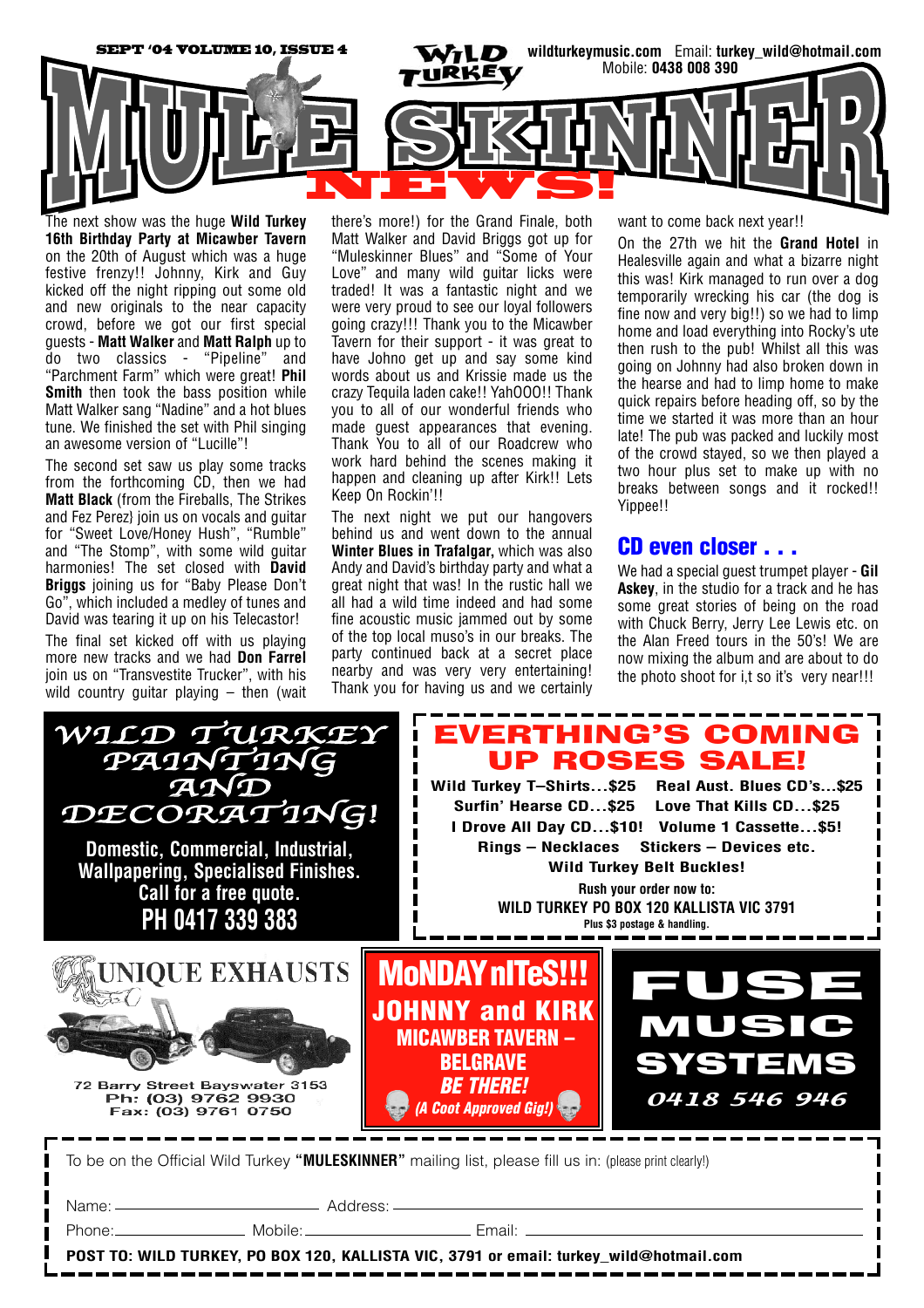SEPT '04 VOLUME 10, ISSUE 4

WILD TURKEY

wildturkeymusic.com Email: **turkey_wild@hotmail.com**
Mobile: **0438 008 390**

# MULE SKINNER NEWS!

The next show was the huge **Wild Turkey 16th Birthday Party at Micawber Tavern** on the 20th of August which was a huge festive frenzy!! Johnny, Kirk and Guy kicked off the night ripping out some old and new originals to the near capacity crowd, before we got our first special guests - **Matt Walker** and **Matt Ralph** up to do two classics - "Pipeline" and "Parchment Farm" which were great! **Phil Smith** then took the bass position while Matt Walker sang "Nadine" and a hot blues tune. We finished the set with Phil singing an awesome version of "Lucille"!

The second set saw us play some tracks from the forthcoming CD, then we had **Matt Black** (from the Fireballs, The Strikes and Fez Perez} join us on vocals and guitar for "Sweet Love/Honey Hush", "Rumble" and "The Stomp", with some wild guitar harmonies! The set closed with **David Briggs** joining us for "Baby Please Don't Go", which included a medley of tunes and David was tearing it up on his Telecastor!

The final set kicked off with us playing more new tracks and we had **Don Farrel** join us on "Transvestite Trucker", with his wild country guitar playing – then (wait there's more!) for the Grand Finale, both Matt Walker and David Briggs got up for "Muleskinner Blues" and "Some of Your Love" and many wild guitar licks were traded! It was a fantastic night and we were very proud to see our loyal followers going crazy!!! Thank you to the Micawber Tavern for their support - it was great to have Johno get up and say some kind words about us and Krissie made us the crazy Tequila laden cake!! YahOOO!! Thank you to all of our wonderful friends who made guest appearances that evening. Thank You to all of our Roadcrew who work hard behind the scenes making it happen and cleaning up after Kirk!! Lets Keep On Rockin'!!

The next night we put our hangovers behind us and went down to the annual **Winter Blues in Trafalgar,** which was also Andy and David's birthday party and what a great night that was! In the rustic hall we all had a wild time indeed and had some fine acoustic music jammed out by some of the top local muso's in our breaks. The party continued back at a secret place nearby and was very very entertaining! Thank you for having us and we certainly want to come back next year!!

On the 27th we hit the **Grand Hotel** in Healesville again and what a bizarre night this was! Kirk managed to run over a dog temporarily wrecking his car (the dog is fine now and very big!!) so we had to limp home and load everything into Rocky's ute then rush to the pub! Whilst all this was going on Johnny had also broken down in the hearse and had to limp home to make quick repairs before heading off, so by the time we started it was more than an hour late! The pub was packed and luckily most of the crowd stayed, so we then played a two hour plus set to make up with no breaks between songs and it rocked!! Yippee!!

## CD even closer . . .

We had a special guest trumpet player - **Gil Askey**, in the studio for a track and he has some great stories of being on the road with Chuck Berry, Jerry Lee Lewis etc. on the Alan Freed tours in the 50's! We are now mixing the album and are about to do the photo shoot for i,t so it's very near!!!

---

**WILD TURKEY PAINTING AND DECORATING!**

**Domestic, Commercial, Industrial, Wallpapering, Specialised Finishes. Call for a free quote.**

**PH 0417 339 383**

---

**EVERTHING'S COMING UP ROSES SALE!**

**Wild Turkey T–Shirts...$25** **Real Aust. Blues CD's...$25**
**Surfin' Hearse CD...$25** **Love That Kills CD...$25**
**I Drove All Day CD...$10!** **Volume 1 Cassette...$5!**
**Rings – Necklaces** **Stickers – Devices etc.**
**Wild Turkey Belt Buckles!**

**Rush your order now to:**
**WILD TURKEY PO BOX 120 KALLISTA VIC 3791**
**Plus $3 postage & handling.**

---

**UNIQUE EXHAUSTS**

72 Barry Street Bayswater 3153
Ph: (03) 9762 9930
Fax: (03) 9761 0750

---

**MoNDAY nITeS!!!**
**JOHNNY and KIRK**
**MICAWBER TAVERN – BELGRAVE**
***BE THERE!***
***(A Coot Approved Gig!)***

---

**FUSE MUSIC SYSTEMS**
***0418 546 946***

---

To be on the Official Wild Turkey **"MULESKINNER"** mailing list, please fill us in: (please print clearly!)

Name: \_\_\_\_\_\_\_\_\_\_ Address: \_\_\_\_\_\_\_\_\_\_

Phone: \_\_\_\_\_\_\_\_\_\_ Mobile: \_\_\_\_\_\_\_\_\_\_ Email: \_\_\_\_\_\_\_\_\_\_

**POST TO: WILD TURKEY, PO BOX 120, KALLISTA VIC, 3791 or email: turkey_wild@hotmail.com**